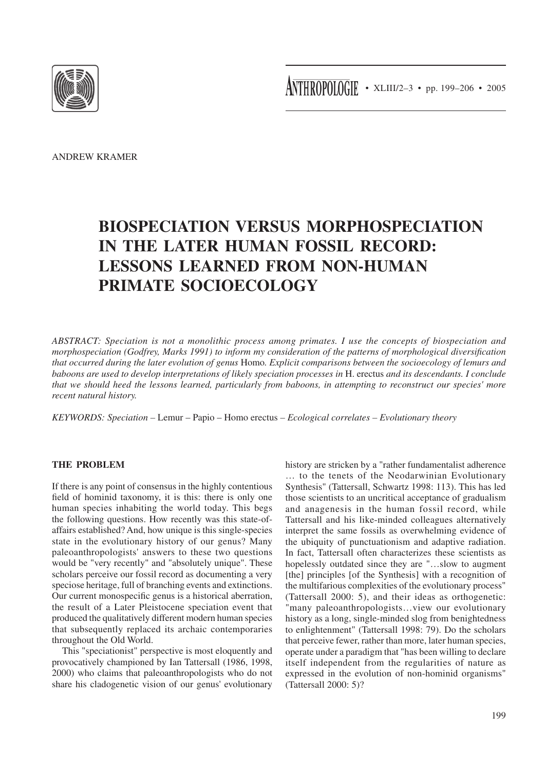ANDREW KRAMER

# BIOSPECIATION VERSUS MORPHOSPECIATION IN THE LATER HUMAN FOSSIL RECORD: LESSONS LEARNED FROM NON-HUMAN PRIMATE SOCIOECOLOGY

*ABSTRACT: Speciation is not a monolithic process among primates. I use the concepts of biospeciation and morphospeciation (Godfrey, Marks 1991) to inform my consideration of the patterns of morphological diversification that occurred during the later evolution of genus* Homo. *Explicit comparisons between the socioecology of lemurs and baboons are used to develop interpretations of likely speciation processes in* H. erectus *and its descendants. I conclude that we should heed the lessons learned, particularly from baboons, in attempting to reconstruct our species' more recent natural history.*

*KEYWORDS: Speciation* – Lemur – Papio – Homo erectus – *Ecological correlates – Evolutionary theory*

## THE PROBLEM

If there is any point of consensus in the highly contentious field of hominid taxonomy, it is this: there is only one human species inhabiting the world today. This begs the following questions. How recently was this state-of-affairs established? And, how unique is this single-species state in the evolutionary history of our genus? Many paleoanthropologists' answers to these two questions would be "very recently" and "absolutely unique". These scholars perceive our fossil record as documenting a very speciose heritage, full of branching events and extinctions. Our current monospecific genus is a historical aberration, the result of a Later Pleistocene speciation event that produced the qualitatively different modern human species that subsequently replaced its archaic contemporaries throughout the Old World.

This "speciationist" perspective is most eloquently and provocatively championed by Ian Tattersall (1986, 1998, 2000) who claims that paleoanthropologists who do not share his cladogenetic vision of our genus' evolutionary history are stricken by a "rather fundamentalist adherence … to the tenets of the Neodarwinian Evolutionary Synthesis" (Tattersall, Schwartz 1998: 113). This has led those scientists to an uncritical acceptance of gradualism and anagenesis in the human fossil record, while Tattersall and his like-minded colleagues alternatively interpret the same fossils as overwhelming evidence of the ubiquity of punctuationism and adaptive radiation. In fact, Tattersall often characterizes these scientists as hopelessly outdated since they are "…slow to augment [the] principles [of the Synthesis] with a recognition of the multifarious complexities of the evolutionary process" (Tattersall 2000: 5), and their ideas as orthogenetic: "many paleoanthropologists…view our evolutionary history as a long, single-minded slog from benightedness to enlightenment" (Tattersall 1998: 79). Do the scholars that perceive fewer, rather than more, later human species, operate under a paradigm that "has been willing to declare itself independent from the regularities of nature as expressed in the evolution of non-hominid organisms" (Tattersall 2000: 5)?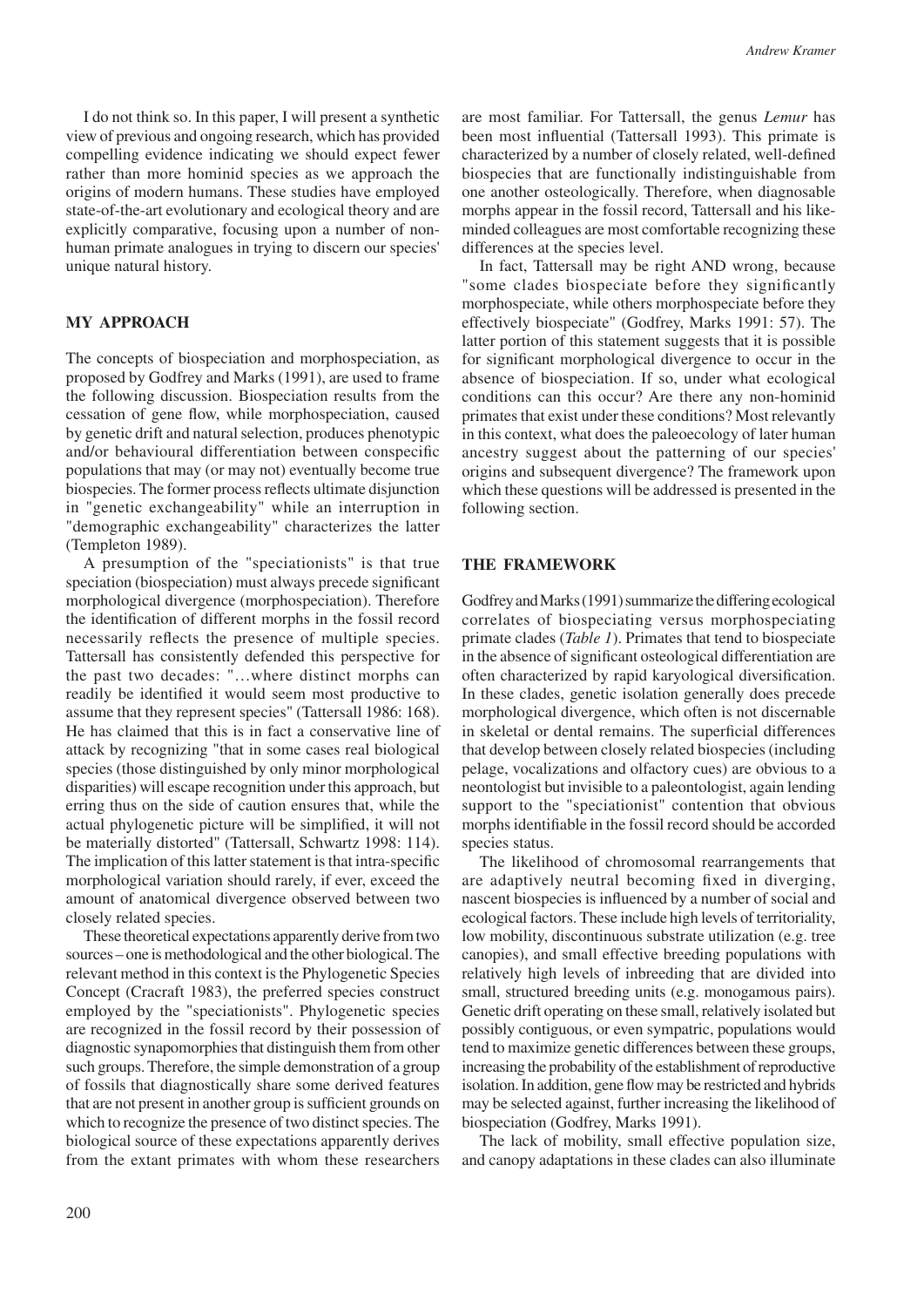I do not think so. In this paper, I will present a synthetic view of previous and ongoing research, which has provided compelling evidence indicating we should expect fewer rather than more hominid species as we approach the origins of modern humans. These studies have employed state-of-the-art evolutionary and ecological theory and are explicitly comparative, focusing upon a number of non-human primate analogues in trying to discern our species' unique natural history.

## MY APPROACH

The concepts of biospeciation and morphospeciation, as proposed by Godfrey and Marks (1991), are used to frame the following discussion. Biospeciation results from the cessation of gene flow, while morphospeciation, caused by genetic drift and natural selection, produces phenotypic and/or behavioural differentiation between conspecific populations that may (or may not) eventually become true biospecies. The former process reflects ultimate disjunction in "genetic exchangeability" while an interruption in "demographic exchangeability" characterizes the latter (Templeton 1989).

A presumption of the "speciationists" is that true speciation (biospeciation) must always precede significant morphological divergence (morphospeciation). Therefore the identification of different morphs in the fossil record necessarily reflects the presence of multiple species. Tattersall has consistently defended this perspective for the past two decades: "…where distinct morphs can readily be identified it would seem most productive to assume that they represent species" (Tattersall 1986: 168). He has claimed that this is in fact a conservative line of attack by recognizing "that in some cases real biological species (those distinguished by only minor morphological disparities) will escape recognition under this approach, but erring thus on the side of caution ensures that, while the actual phylogenetic picture will be simplified, it will not be materially distorted" (Tattersall, Schwartz 1998: 114). The implication of this latter statement is that intra-specific morphological variation should rarely, if ever, exceed the amount of anatomical divergence observed between two closely related species.

These theoretical expectations apparently derive from two sources – one is methodological and the other biological. The relevant method in this context is the Phylogenetic Species Concept (Cracraft 1983), the preferred species construct employed by the "speciationists". Phylogenetic species are recognized in the fossil record by their possession of diagnostic synapomorphies that distinguish them from other such groups. Therefore, the simple demonstration of a group of fossils that diagnostically share some derived features that are not present in another group is sufficient grounds on which to recognize the presence of two distinct species. The biological source of these expectations apparently derives from the extant primates with whom these researchers are most familiar. For Tattersall, the genus *Lemur* has been most influential (Tattersall 1993). This primate is characterized by a number of closely related, well-defined biospecies that are functionally indistinguishable from one another osteologically. Therefore, when diagnosable morphs appear in the fossil record, Tattersall and his like-minded colleagues are most comfortable recognizing these differences at the species level.

In fact, Tattersall may be right AND wrong, because "some clades biospeciate before they significantly morphospeciate, while others morphospeciate before they effectively biospeciate" (Godfrey, Marks 1991: 57). The latter portion of this statement suggests that it is possible for significant morphological divergence to occur in the absence of biospeciation. If so, under what ecological conditions can this occur? Are there any non-hominid primates that exist under these conditions? Most relevantly in this context, what does the paleoecology of later human ancestry suggest about the patterning of our species' origins and subsequent divergence? The framework upon which these questions will be addressed is presented in the following section.

## THE FRAMEWORK

Godfrey and Marks (1991) summarize the differing ecological correlates of biospeciating versus morphospeciating primate clades (*Table 1*). Primates that tend to biospeciate in the absence of significant osteological differentiation are often characterized by rapid karyological diversification. In these clades, genetic isolation generally does precede morphological divergence, which often is not discernable in skeletal or dental remains. The superficial differences that develop between closely related biospecies (including pelage, vocalizations and olfactory cues) are obvious to a neontologist but invisible to a paleontologist, again lending support to the "speciationist" contention that obvious morphs identifiable in the fossil record should be accorded species status.

The likelihood of chromosomal rearrangements that are adaptively neutral becoming fixed in diverging, nascent biospecies is influenced by a number of social and ecological factors. These include high levels of territoriality, low mobility, discontinuous substrate utilization (e.g. tree canopies), and small effective breeding populations with relatively high levels of inbreeding that are divided into small, structured breeding units (e.g. monogamous pairs). Genetic drift operating on these small, relatively isolated but possibly contiguous, or even sympatric, populations would tend to maximize genetic differences between these groups, increasing the probability of the establishment of reproductive isolation. In addition, gene flow may be restricted and hybrids may be selected against, further increasing the likelihood of biospeciation (Godfrey, Marks 1991).

The lack of mobility, small effective population size, and canopy adaptations in these clades can also illuminate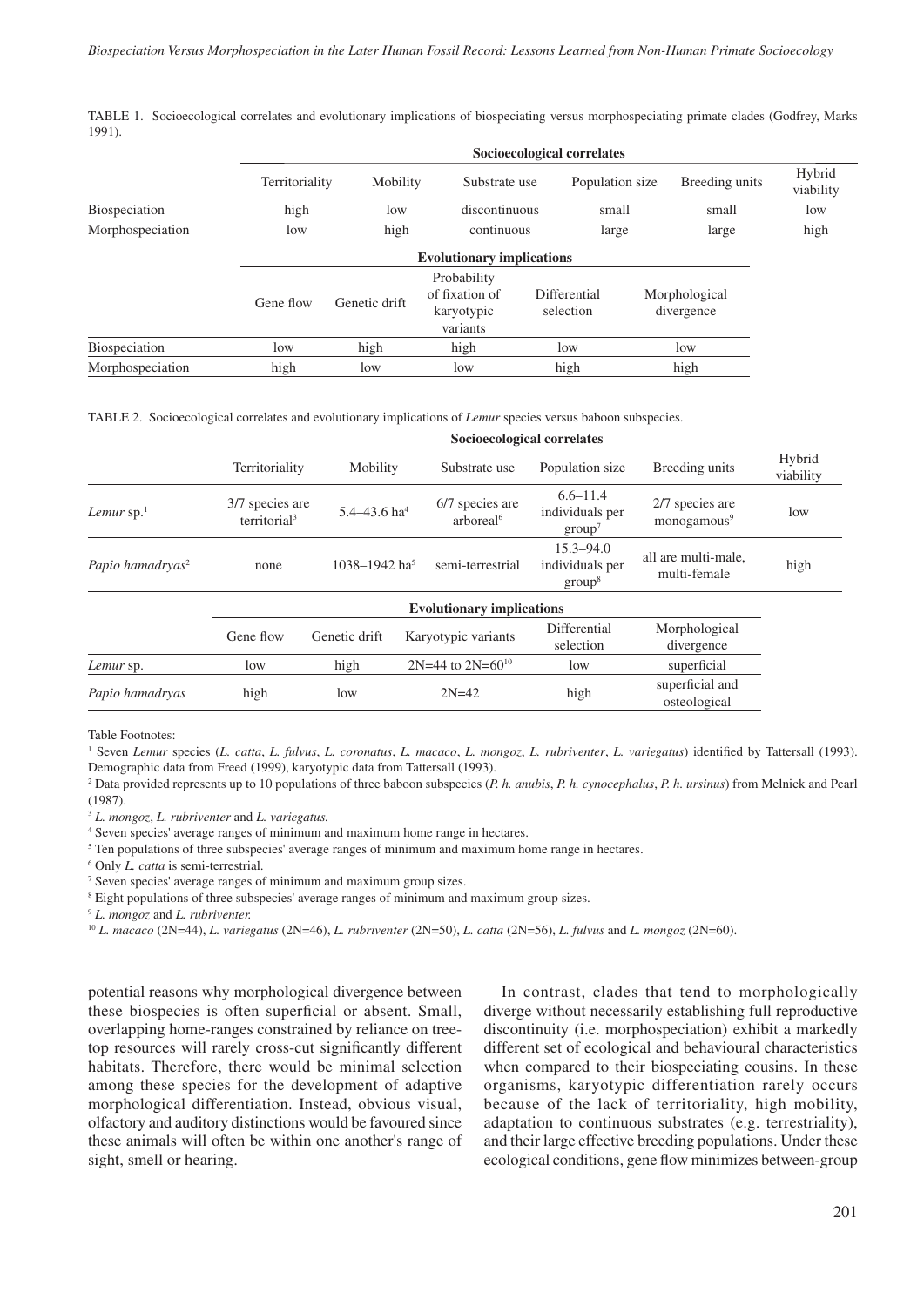TABLE 1. Socioecological correlates and evolutionary implications of biospeciating versus morphospeciating primate clades (Godfrey, Marks 1991).

| | Socioecological correlates | | | | | |
|---|---|---|---|---|---|---|
| | Territoriality | Mobility | Substrate use | Population size | Breeding units | Hybrid viability |
| Biospeciation | high | low | discontinuous | small | small | low |
| Morphospeciation | low | high | continuous | large | large | high |

| | Evolutionary implications | | | | |
|---|---|---|---|---|---|
| | Gene flow | Genetic drift | Probability of fixation of karyotypic variants | Differential selection | Morphological divergence |
| Biospeciation | low | high | high | low | low |
| Morphospeciation | high | low | low | high | high |

TABLE 2. Socioecological correlates and evolutionary implications of *Lemur* species versus baboon subspecies.

| | Socioecological correlates | | | | | |
|---|---|---|---|---|---|---|
| | Territoriality | Mobility | Substrate use | Population size | Breeding units | Hybrid viability |
| *Lemur* sp.[1] | 3/7 species are territorial[3] | 5.4–43.6 ha[4] | 6/7 species are arboreal[6] | 6.6–11.4 individuals per group[7] | 2/7 species are monogamous[9] | low |
| *Papio hamadryas*[2] | none | 1038–1942 ha[5] | semi-terrestrial | 15.3–94.0 individuals per group[8] | all are multi-male, multi-female | high |

| | Evolutionary implications | | | | |
|---|---|---|---|---|---|
| | Gene flow | Genetic drift | Karyotypic variants | Differential selection | Morphological divergence |
| *Lemur* sp. | low | high | 2N=44 to 2N=60[10] | low | superficial |
| *Papio hamadryas* | high | low | 2N=42 | high | superficial and osteological |

Table Footnotes:

[1] Seven *Lemur* species (*L. catta*, *L. fulvus*, *L. coronatus*, *L. macaco*, *L. mongoz*, *L. rubriventer*, *L. variegatus*) identified by Tattersall (1993). Demographic data from Freed (1999), karyotypic data from Tattersall (1993).

[2] Data provided represents up to 10 populations of three baboon subspecies (*P. h. anubis*, *P. h. cynocephalus*, *P. h. ursinus*) from Melnick and Pearl (1987).

[3] *L. mongoz*, *L. rubriventer* and *L. variegatus.*

[4] Seven species' average ranges of minimum and maximum home range in hectares.

[5] Ten populations of three subspecies' average ranges of minimum and maximum home range in hectares.

[6] Only *L. catta* is semi-terrestrial.

[7] Seven species' average ranges of minimum and maximum group sizes.

[8] Eight populations of three subspecies' average ranges of minimum and maximum group sizes.

[9] *L. mongoz* and *L. rubriventer.*

[10] *L. macaco* (2N=44), *L. variegatus* (2N=46), *L. rubriventer* (2N=50), *L. catta* (2N=56), *L. fulvus* and *L. mongoz* (2N=60).

potential reasons why morphological divergence between these biospecies is often superficial or absent. Small, overlapping home-ranges constrained by reliance on tree-top resources will rarely cross-cut significantly different habitats. Therefore, there would be minimal selection among these species for the development of adaptive morphological differentiation. Instead, obvious visual, olfactory and auditory distinctions would be favoured since these animals will often be within one another's range of sight, smell or hearing.

In contrast, clades that tend to morphologically diverge without necessarily establishing full reproductive discontinuity (i.e. morphospeciation) exhibit a markedly different set of ecological and behavioural characteristics when compared to their biospeciating cousins. In these organisms, karyotypic differentiation rarely occurs because of the lack of territoriality, high mobility, adaptation to continuous substrates (e.g. terrestriality), and their large effective breeding populations. Under these ecological conditions, gene flow minimizes between-group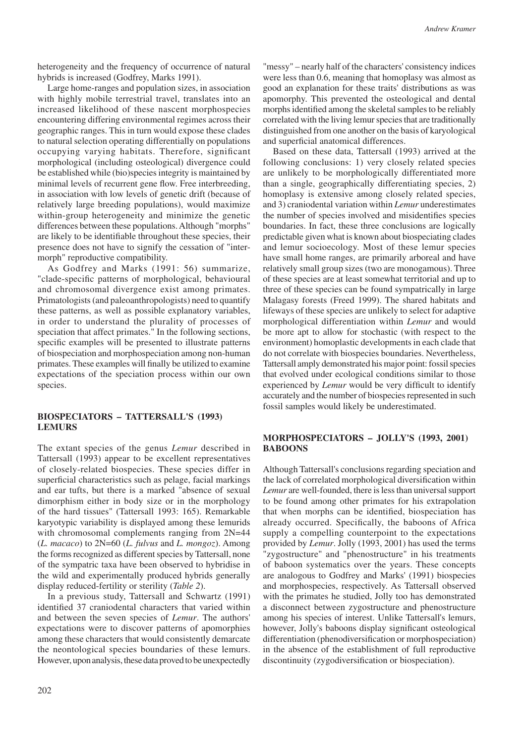heterogeneity and the frequency of occurrence of natural hybrids is increased (Godfrey, Marks 1991).

Large home-ranges and population sizes, in association with highly mobile terrestrial travel, translates into an increased likelihood of these nascent morphospecies encountering differing environmental regimes across their geographic ranges. This in turn would expose these clades to natural selection operating differentially on populations occupying varying habitats. Therefore, significant morphological (including osteological) divergence could be established while (bio)species integrity is maintained by minimal levels of recurrent gene flow. Free interbreeding, in association with low levels of genetic drift (because of relatively large breeding populations), would maximize within-group heterogeneity and minimize the genetic differences between these populations. Although "morphs" are likely to be identifiable throughout these species, their presence does not have to signify the cessation of "intermorph" reproductive compatibility.

As Godfrey and Marks (1991: 56) summarize, "clade-specific patterns of morphological, behavioural and chromosomal divergence exist among primates. Primatologists (and paleoanthropologists) need to quantify these patterns, as well as possible explanatory variables, in order to understand the plurality of processes of speciation that affect primates." In the following sections, specific examples will be presented to illustrate patterns of biospeciation and morphospeciation among non-human primates. These examples will finally be utilized to examine expectations of the speciation process within our own species.

## BIOSPECIATORS – TATTERSALL'S (1993) LEMURS

The extant species of the genus *Lemur* described in Tattersall (1993) appear to be excellent representatives of closely-related biospecies. These species differ in superficial characteristics such as pelage, facial markings and ear tufts, but there is a marked "absence of sexual dimorphism either in body size or in the morphology of the hard tissues" (Tattersall 1993: 165). Remarkable karyotypic variability is displayed among these lemurids with chromosomal complements ranging from 2N=44 (*L. macaco*) to 2N=60 (*L. fulvus* and *L. mongoz*). Among the forms recognized as different species by Tattersall, none of the sympatric taxa have been observed to hybridise in the wild and experimentally produced hybrids generally display reduced-fertility or sterility (*Table 2*).

In a previous study, Tattersall and Schwartz (1991) identified 37 craniodental characters that varied within and between the seven species of *Lemur*. The authors' expectations were to discover patterns of apomorphies among these characters that would consistently demarcate the neontological species boundaries of these lemurs. However, upon analysis, these data proved to be unexpectedly "messy" – nearly half of the characters' consistency indices were less than 0.6, meaning that homoplasy was almost as good an explanation for these traits' distributions as was apomorphy. This prevented the osteological and dental morphs identified among the skeletal samples to be reliably correlated with the living lemur species that are traditionally distinguished from one another on the basis of karyological and superficial anatomical differences.

Based on these data, Tattersall (1993) arrived at the following conclusions: 1) very closely related species are unlikely to be morphologically differentiated more than a single, geographically differentiating species, 2) homoplasy is extensive among closely related species, and 3) craniodental variation within *Lemur* underestimates the number of species involved and misidentifies species boundaries. In fact, these three conclusions are logically predictable given what is known about biospeciating clades and lemur socioecology. Most of these lemur species have small home ranges, are primarily arboreal and have relatively small group sizes (two are monogamous). Three of these species are at least somewhat territorial and up to three of these species can be found sympatrically in large Malagasy forests (Freed 1999). The shared habitats and lifeways of these species are unlikely to select for adaptive morphological differentiation within *Lemur* and would be more apt to allow for stochastic (with respect to the environment) homoplastic developments in each clade that do not correlate with biospecies boundaries. Nevertheless, Tattersall amply demonstrated his major point: fossil species that evolved under ecological conditions similar to those experienced by *Lemur* would be very difficult to identify accurately and the number of biospecies represented in such fossil samples would likely be underestimated.

## MORPHOSPECIATORS – JOLLY'S (1993, 2001) BABOONS

Although Tattersall's conclusions regarding speciation and the lack of correlated morphological diversification within *Lemur* are well-founded, there is less than universal support to be found among other primates for his extrapolation that when morphs can be identified, biospeciation has already occurred. Specifically, the baboons of Africa supply a compelling counterpoint to the expectations provided by *Lemur*. Jolly (1993, 2001) has used the terms "zygostructure" and "phenostructure" in his treatments of baboon systematics over the years. These concepts are analogous to Godfrey and Marks' (1991) biospecies and morphospecies, respectively. As Tattersall observed with the primates he studied, Jolly too has demonstrated a disconnect between zygostructure and phenostructure among his species of interest. Unlike Tattersall's lemurs, however, Jolly's baboons display significant osteological differentiation (phenodiversification or morphospeciation) in the absence of the establishment of full reproductive discontinuity (zygodiversification or biospeciation).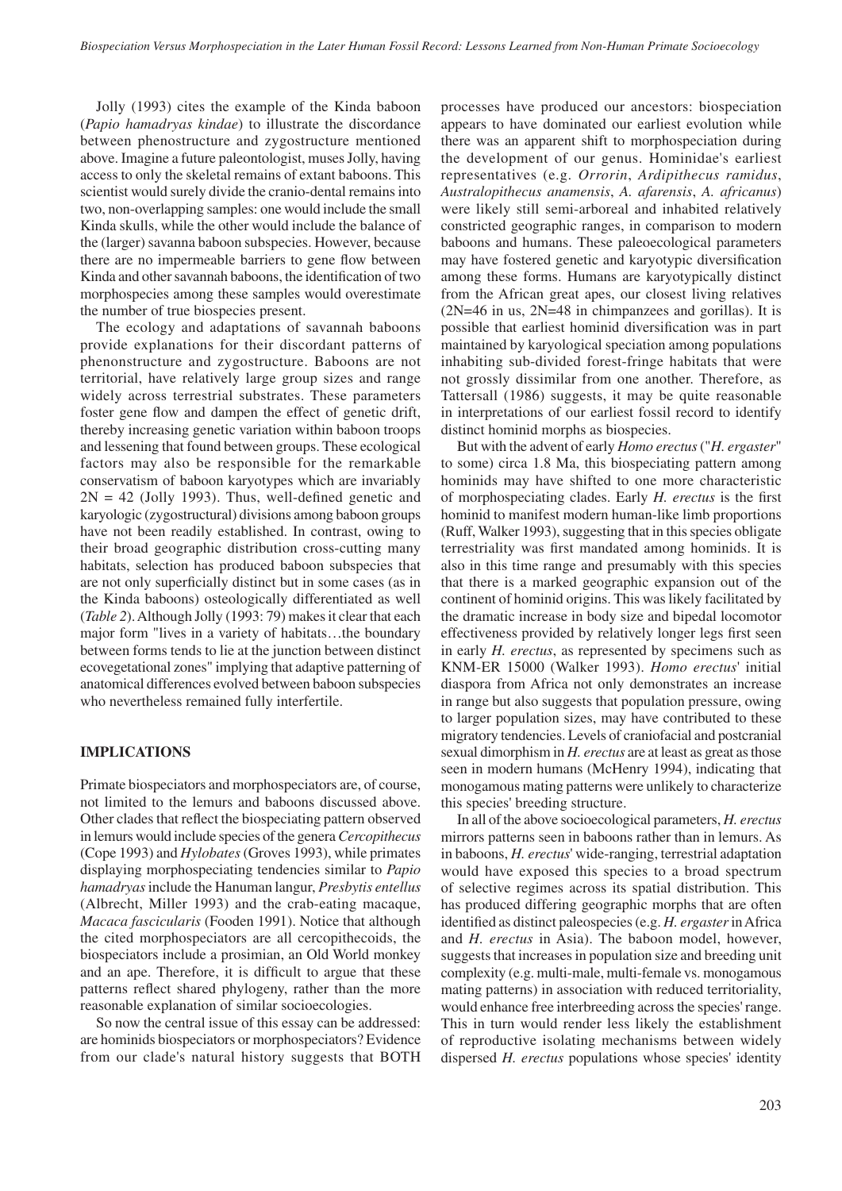Jolly (1993) cites the example of the Kinda baboon (*Papio hamadryas kindae*) to illustrate the discordance between phenostructure and zygostructure mentioned above. Imagine a future paleontologist, muses Jolly, having access to only the skeletal remains of extant baboons. This scientist would surely divide the cranio-dental remains into two, non-overlapping samples: one would include the small Kinda skulls, while the other would include the balance of the (larger) savanna baboon subspecies. However, because there are no impermeable barriers to gene flow between Kinda and other savannah baboons, the identification of two morphospecies among these samples would overestimate the number of true biospecies present.

The ecology and adaptations of savannah baboons provide explanations for their discordant patterns of phenonstructure and zygostructure. Baboons are not territorial, have relatively large group sizes and range widely across terrestrial substrates. These parameters foster gene flow and dampen the effect of genetic drift, thereby increasing genetic variation within baboon troops and lessening that found between groups. These ecological factors may also be responsible for the remarkable conservatism of baboon karyotypes which are invariably $2N = 42$ (Jolly 1993). Thus, well-defined genetic and karyologic (zygostructural) divisions among baboon groups have not been readily established. In contrast, owing to their broad geographic distribution cross-cutting many habitats, selection has produced baboon subspecies that are not only superficially distinct but in some cases (as in the Kinda baboons) osteologically differentiated as well (*Table 2*). Although Jolly (1993: 79) makes it clear that each major form "lives in a variety of habitats…the boundary between forms tends to lie at the junction between distinct ecovegetational zones" implying that adaptive patterning of anatomical differences evolved between baboon subspecies who nevertheless remained fully interfertile.

## IMPLICATIONS

Primate biospeciators and morphospeciators are, of course, not limited to the lemurs and baboons discussed above. Other clades that reflect the biospeciating pattern observed in lemurs would include species of the genera *Cercopithecus* (Cope 1993) and *Hylobates* (Groves 1993), while primates displaying morphospeciating tendencies similar to *Papio hamadryas* include the Hanuman langur, *Presbytis entellus* (Albrecht, Miller 1993) and the crab-eating macaque, *Macaca fascicularis* (Fooden 1991). Notice that although the cited morphospeciators are all cercopithecoids, the biospeciators include a prosimian, an Old World monkey and an ape. Therefore, it is difficult to argue that these patterns reflect shared phylogeny, rather than the more reasonable explanation of similar socioecologies.

So now the central issue of this essay can be addressed: are hominids biospeciators or morphospeciators? Evidence from our clade's natural history suggests that BOTH processes have produced our ancestors: biospeciation appears to have dominated our earliest evolution while there was an apparent shift to morphospeciation during the development of our genus. Hominidae's earliest representatives (e.g. *Orrorin*, *Ardipithecus ramidus*, *Australopithecus anamensis*, *A. afarensis*, *A. africanus*) were likely still semi-arboreal and inhabited relatively constricted geographic ranges, in comparison to modern baboons and humans. These paleoecological parameters may have fostered genetic and karyotypic diversification among these forms. Humans are karyotypically distinct from the African great apes, our closest living relatives ($2N=46$ in us, $2N=48$ in chimpanzees and gorillas). It is possible that earliest hominid diversification was in part maintained by karyological speciation among populations inhabiting sub-divided forest-fringe habitats that were not grossly dissimilar from one another. Therefore, as Tattersall (1986) suggests, it may be quite reasonable in interpretations of our earliest fossil record to identify distinct hominid morphs as biospecies.

But with the advent of early *Homo erectus* ("*H. ergaster*" to some) circa 1.8 Ma, this biospeciation pattern among hominids may have shifted to one more characteristic of morphospeciating clades. Early *H. erectus* is the first hominid to manifest modern human-like limb proportions (Ruff, Walker 1993), suggesting that in this species obligate terrestriality was first mandated among hominids. It is also in this time range and presumably with this species that there is a marked geographic expansion out of the continent of hominid origins. This was likely facilitated by the dramatic increase in body size and bipedal locomotor effectiveness provided by relatively longer legs first seen in early *H. erectus*, as represented by specimens such as KNM-ER 15000 (Walker 1993). *Homo erectus*' initial diaspora from Africa not only demonstrates an increase in range but also suggests that population pressure, owing to larger population sizes, may have contributed to these migratory tendencies. Levels of craniofacial and postcranial sexual dimorphism in *H. erectus* are at least as great as those seen in modern humans (McHenry 1994), indicating that monogamous mating patterns were unlikely to characterize this species' breeding structure.

In all of the above socioecological parameters, *H. erectus* mirrors patterns seen in baboons rather than in lemurs. As in baboons, *H. erectus*' wide-ranging, terrestrial adaptation would have exposed this species to a broad spectrum of selective regimes across its spatial distribution. This has produced differing geographic morphs that are often identified as distinct paleospecies (e.g. *H. ergaster* in Africa and *H. erectus* in Asia). The baboon model, however, suggests that increases in population size and breeding unit complexity (e.g. multi-male, multi-female vs. monogamous mating patterns) in association with reduced territoriality, would enhance free interbreeding across the species' range. This in turn would render less likely the establishment of reproductive isolating mechanisms between widely dispersed *H. erectus* populations whose species' identity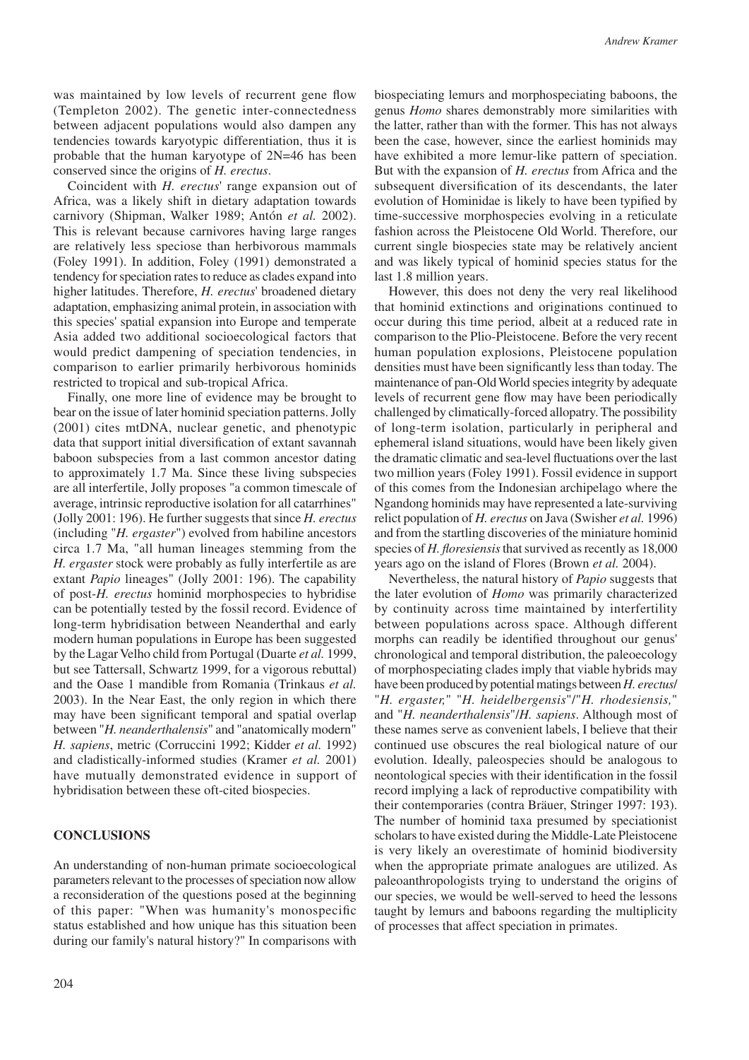was maintained by low levels of recurrent gene flow (Templeton 2002). The genetic inter-connectedness between adjacent populations would also dampen any tendencies towards karyotypic differentiation, thus it is probable that the human karyotype of 2N=46 has been conserved since the origins of *H. erectus*.

Coincident with *H. erectus*' range expansion out of Africa, was a likely shift in dietary adaptation towards carnivory (Shipman, Walker 1989; Antón *et al.* 2002). This is relevant because carnivores having large ranges are relatively less speciose than herbivorous mammals (Foley 1991). In addition, Foley (1991) demonstrated a tendency for speciation rates to reduce as clades expand into higher latitudes. Therefore, *H. erectus*' broadened dietary adaptation, emphasizing animal protein, in association with this species' spatial expansion into Europe and temperate Asia added two additional socioecological factors that would predict dampening of speciation tendencies, in comparison to earlier primarily herbivorous hominids restricted to tropical and sub-tropical Africa.

Finally, one more line of evidence may be brought to bear on the issue of later hominid speciation patterns. Jolly (2001) cites mtDNA, nuclear genetic, and phenotypic data that support initial diversification of extant savannah baboon subspecies from a last common ancestor dating to approximately 1.7 Ma. Since these living subspecies are all interfertile, Jolly proposes "a common timescale of average, intrinsic reproductive isolation for all catarrhines" (Jolly 2001: 196). He further suggests that since *H. erectus* (including "*H. ergaster*") evolved from habiline ancestors circa 1.7 Ma, "all human lineages stemming from the *H. ergaster* stock were probably as fully interfertile as are extant *Papio* lineages" (Jolly 2001: 196). The capability of post-*H. erectus* hominid morphospecies to hybridise can be potentially tested by the fossil record. Evidence of long-term hybridisation between Neanderthal and early modern human populations in Europe has been suggested by the Lagar Velho child from Portugal (Duarte *et al.* 1999, but see Tattersall, Schwartz 1999, for a vigorous rebuttal) and the Oase 1 mandible from Romania (Trinkaus *et al.* 2003). In the Near East, the only region in which there may have been significant temporal and spatial overlap between "*H. neanderthalensis*" and "anatomically modern" *H. sapiens*, metric (Corruccini 1992; Kidder *et al.* 1992) and cladistically-informed studies (Kramer *et al.* 2001) have mutually demonstrated evidence in support of hybridisation between these oft-cited biospecies.

## CONCLUSIONS

An understanding of non-human primate socioecological parameters relevant to the processes of speciation now allow a reconsideration of the questions posed at the beginning of this paper: "When was humanity's monospecific status established and how unique has this situation been during our family's natural history?" In comparisons with biospeciating lemurs and morphospeciating baboons, the genus *Homo* shares demonstrably more similarities with the latter, rather than with the former. This has not always been the case, however, since the earliest hominids may have exhibited a more lemur-like pattern of speciation. But with the expansion of *H. erectus* from Africa and the subsequent diversification of its descendants, the later evolution of Hominidae is likely to have been typified by time-successive morphospecies evolving in a reticulate fashion across the Pleistocene Old World. Therefore, our current single biospecies state may be relatively ancient and was likely typical of hominid species status for the last 1.8 million years.

However, this does not deny the very real likelihood that hominid extinctions and originations continued to occur during this time period, albeit at a reduced rate in comparison to the Plio-Pleistocene. Before the very recent human population explosions, Pleistocene population densities must have been significantly less than today. The maintenance of pan-Old World species integrity by adequate levels of recurrent gene flow may have been periodically challenged by climatically-forced allopatry. The possibility of long-term isolation, particularly in peripheral and ephemeral island situations, would have been likely given the dramatic climatic and sea-level fluctuations over the last two million years (Foley 1991). Fossil evidence in support of this comes from the Indonesian archipelago where the Ngandong hominids may have represented a late-surviving relict population of *H. erectus* on Java (Swisher *et al.* 1996) and from the startling discoveries of the miniature hominid species of *H. floresiensis* that survived as recently as 18,000 years ago on the island of Flores (Brown *et al.* 2004).

Nevertheless, the natural history of *Papio* suggests that the later evolution of *Homo* was primarily characterized by continuity across time maintained by interfertility between populations across space. Although different morphs can readily be identified throughout our genus' chronological and temporal distribution, the paleoecology of morphospeciating clades imply that viable hybrids may have been produced by potential matings between *H. erectus*/"*H. ergaster,*" "*H. heidelbergensis*"/"*H. rhodesiensis,*" and "*H. neanderthalensis*"/*H. sapiens*. Although most of these names serve as convenient labels, I believe that their continued use obscures the real biological nature of our evolution. Ideally, paleospecies should be analogous to neontological species with their identification in the fossil record implying a lack of reproductive compatibility with their contemporaries (contra Bräuer, Stringer 1997: 193). The number of hominid taxa presumed by speciationist scholars to have existed during the Middle-Late Pleistocene is very likely an overestimate of hominid biodiversity when the appropriate primate analogues are utilized. As paleoanthropologists trying to understand the origins of our species, we would be well-served to heed the lessons taught by lemurs and baboons regarding the multiplicity of processes that affect speciation in primates.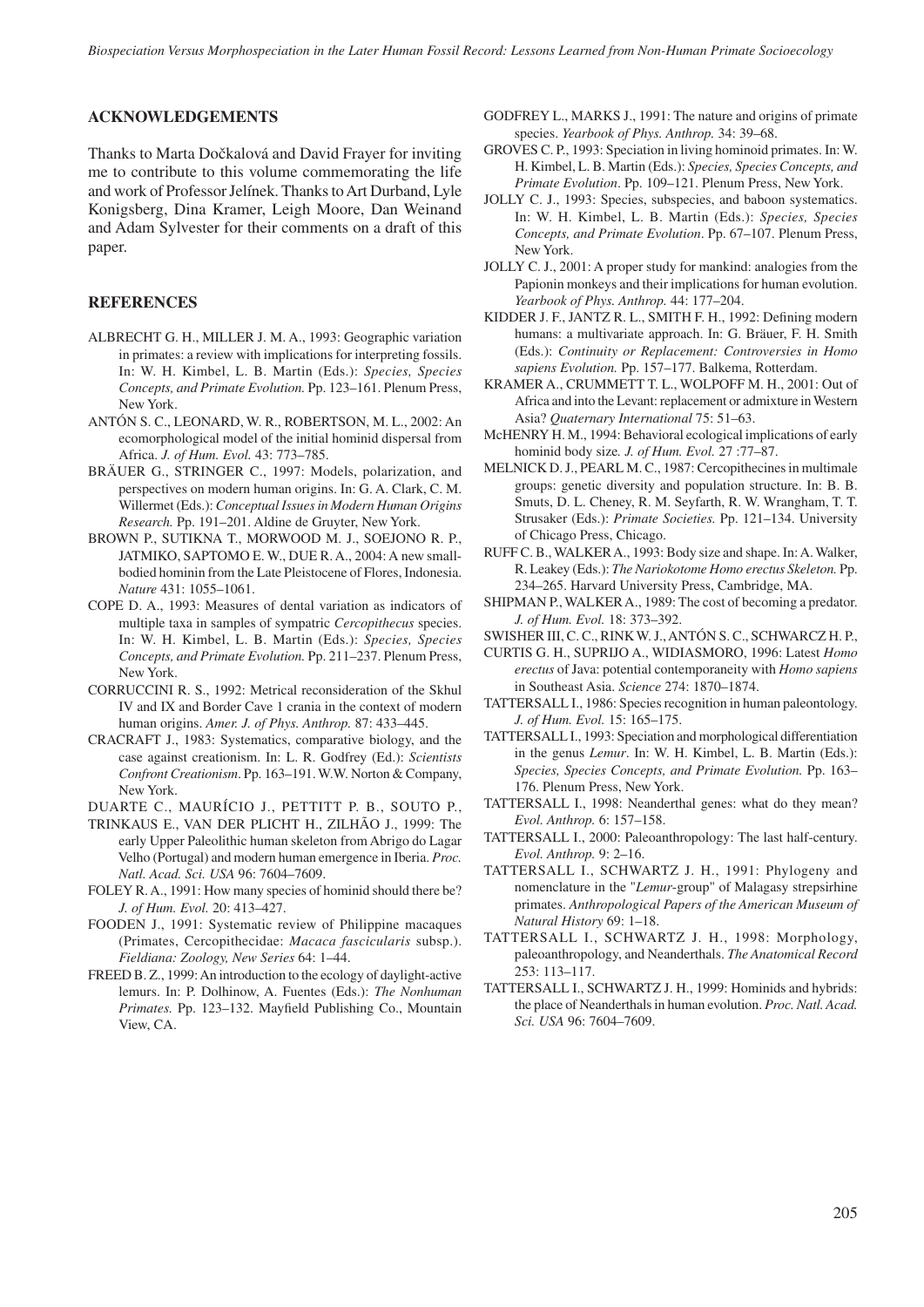## ACKNOWLEDGEMENTS

Thanks to Marta Dočkalová and David Frayer for inviting me to contribute to this volume commemorating the life and work of Professor Jelínek. Thanks to Art Durband, Lyle Konigsberg, Dina Kramer, Leigh Moore, Dan Weinand and Adam Sylvester for their comments on a draft of this paper.

## REFERENCES

ALBRECHT G. H., MILLER J. M. A., 1993: Geographic variation in primates: a review with implications for interpreting fossils. In: W. H. Kimbel, L. B. Martin (Eds.): *Species, Species Concepts, and Primate Evolution.* Pp. 123–161. Plenum Press, New York.

ANTÓN S. C., LEONARD, W. R., ROBERTSON, M. L., 2002: An ecomorphological model of the initial hominid dispersal from Africa. *J. of Hum. Evol.* 43: 773–785.

BRÄUER G., STRINGER C., 1997: Models, polarization, and perspectives on modern human origins. In: G. A. Clark, C. M. Willermet (Eds.): *Conceptual Issues in Modern Human Origins Research.* Pp. 191–201. Aldine de Gruyter, New York.

BROWN P., SUTIKNA T., MORWOOD M. J., SOEJONO R. P., JATMIKO, SAPTOMO E. W., DUE R. A., 2004: A new small-bodied hominin from the Late Pleistocene of Flores, Indonesia. *Nature* 431: 1055–1061.

COPE D. A., 1993: Measures of dental variation as indicators of multiple taxa in samples of sympatric *Cercopithecus* species. In: W. H. Kimbel, L. B. Martin (Eds.): *Species, Species Concepts, and Primate Evolution.* Pp. 211–237. Plenum Press, New York.

CORRUCCINI R. S., 1992: Metrical reconsideration of the Skhul IV and IX and Border Cave 1 crania in the context of modern human origins. *Amer. J. of Phys. Anthrop.* 87: 433–445.

CRACRAFT J., 1983: Systematics, comparative biology, and the case against creationism. In: L. R. Godfrey (Ed.): *Scientists Confront Creationism*. Pp. 163–191. W.W. Norton & Company, New York.

DUARTE C., MAURÍCIO J., PETTITT P. B., SOUTO P., TRINKAUS E., VAN DER PLICHT H., ZILHÃO J., 1999: The early Upper Paleolithic human skeleton from Abrigo do Lagar Velho (Portugal) and modern human emergence in Iberia. *Proc. Natl. Acad. Sci. USA* 96: 7604–7609.

FOLEY R. A., 1991: How many species of hominid should there be? *J. of Hum. Evol.* 20: 413–427.

FOODEN J., 1991: Systematic review of Philippine macaques (Primates, Cercopithecidae: *Macaca fascicularis* subsp.). *Fieldiana: Zoology, New Series* 64: 1–44.

FREED B. Z., 1999: An introduction to the ecology of daylight-active lemurs. In: P. Dolhinow, A. Fuentes (Eds.): *The Nonhuman Primates.* Pp. 123–132. Mayfield Publishing Co., Mountain View, CA.

GODFREY L., MARKS J., 1991: The nature and origins of primate species. *Yearbook of Phys. Anthrop.* 34: 39–68.

GROVES C. P., 1993: Speciation in living hominoid primates. In: W. H. Kimbel, L. B. Martin (Eds.): *Species, Species Concepts, and Primate Evolution*. Pp. 109–121. Plenum Press, New York.

JOLLY C. J., 1993: Species, subspecies, and baboon systematics. In: W. H. Kimbel, L. B. Martin (Eds.): *Species, Species Concepts, and Primate Evolution*. Pp. 67–107. Plenum Press, New York.

JOLLY C. J., 2001: A proper study for mankind: analogies from the Papionin monkeys and their implications for human evolution. *Yearbook of Phys. Anthrop.* 44: 177–204.

KIDDER J. F., JANTZ R. L., SMITH F. H., 1992: Defining modern humans: a multivariate approach. In: G. Bräuer, F. H. Smith (Eds.): *Continuity or Replacement: Controversies in Homo sapiens Evolution.* Pp. 157–177. Balkema, Rotterdam.

KRAMER A., CRUMMETT T. L., WOLPOFF M. H., 2001: Out of Africa and into the Levant: replacement or admixture in Western Asia? *Quaternary International* 75: 51–63.

McHENRY H. M., 1994: Behavioral ecological implications of early hominid body size*. J. of Hum. Evol.* 27 :77–87.

MELNICK D. J., PEARL M. C., 1987: Cercopithecines in multimale groups: genetic diversity and population structure. In: B. B. Smuts, D. L. Cheney, R. M. Seyfarth, R. W. Wrangham, T. T. Strusaker (Eds.): *Primate Societies.* Pp. 121–134. University of Chicago Press, Chicago.

RUFF C. B., WALKER A., 1993: Body size and shape. In: A. Walker, R. Leakey (Eds.): *The Nariokotome Homo erectus Skeleton.* Pp. 234–265. Harvard University Press, Cambridge, MA.

SHIPMAN P., WALKER A., 1989: The cost of becoming a predator. *J. of Hum. Evol.* 18: 373–392.

SWISHER III, C. C., RINK W. J., ANTÓN S. C., SCHWARCZ H. P., CURTIS G. H., SUPRIJO A., WIDIASMORO, 1996: Latest *Homo erectus* of Java: potential contemporaneity with *Homo sapiens* in Southeast Asia. *Science* 274: 1870–1874.

TATTERSALL I., 1986: Species recognition in human paleontology. *J. of Hum. Evol.* 15: 165–175.

TATTERSALL I., 1993: Speciation and morphological differentiation in the genus *Lemur*. In: W. H. Kimbel, L. B. Martin (Eds.): *Species, Species Concepts, and Primate Evolution.* Pp. 163–176. Plenum Press, New York.

TATTERSALL I., 1998: Neanderthal genes: what do they mean? *Evol. Anthrop.* 6: 157–158.

TATTERSALL I., 2000: Paleoanthropology: The last half-century. *Evol. Anthrop.* 9: 2–16.

TATTERSALL I., SCHWARTZ J. H., 1991: Phylogeny and nomenclature in the "*Lemur*-group" of Malagasy strepsirhine primates. *Anthropological Papers of the American Museum of Natural History* 69: 1–18.

TATTERSALL I., SCHWARTZ J. H., 1998: Morphology, paleoanthropology, and Neanderthals. *The Anatomical Record* 253: 113–117.

TATTERSALL I., SCHWARTZ J. H., 1999: Hominids and hybrids: the place of Neanderthals in human evolution. *Proc. Natl. Acad. Sci. USA* 96: 7604–7609.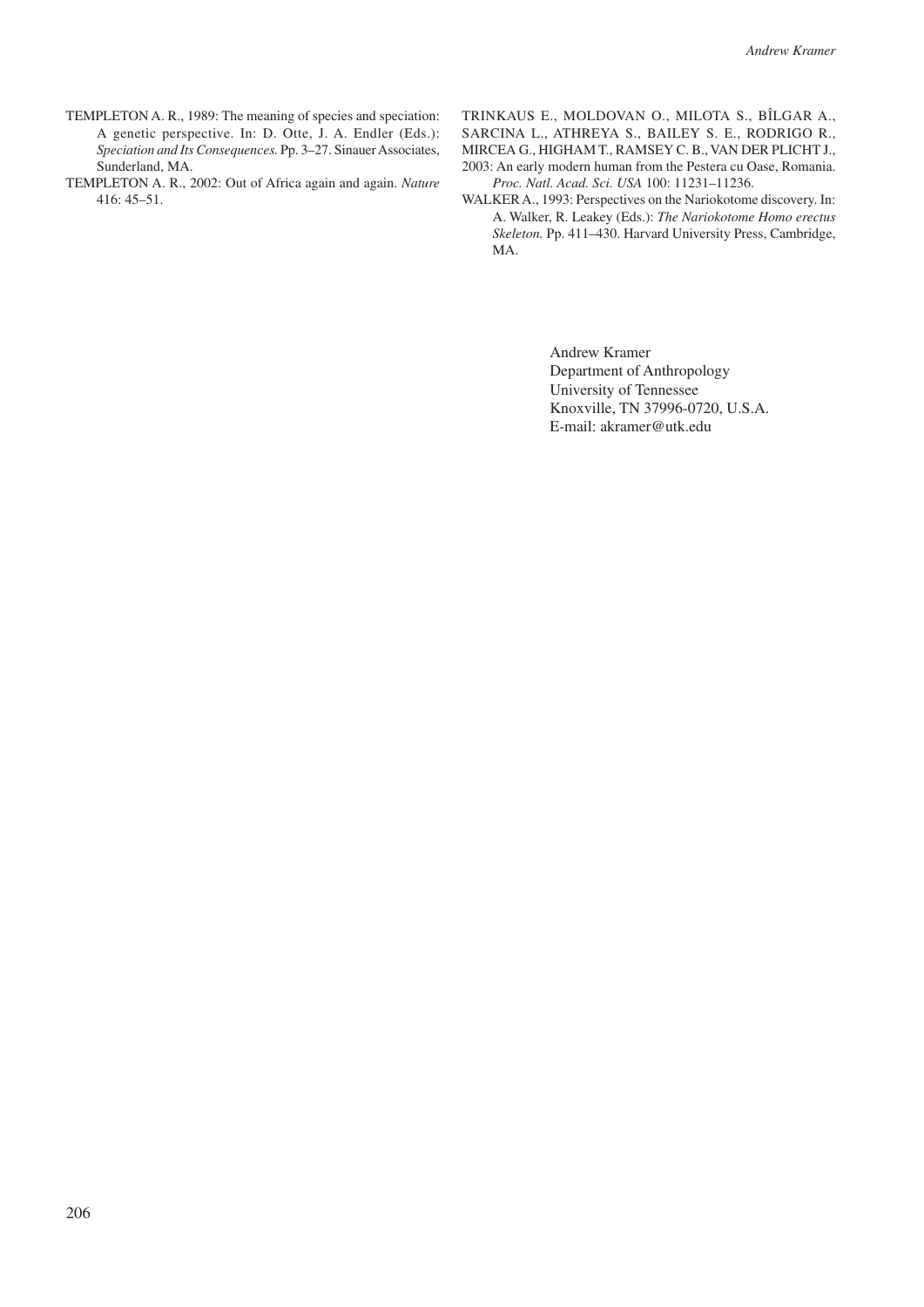TEMPLETON A. R., 1989: The meaning of species and speciation: A genetic perspective. In: D. Otte, J. A. Endler (Eds.): *Speciation and Its Consequences.* Pp. 3–27. Sinauer Associates, Sunderland, MA.

TEMPLETON A. R., 2002: Out of Africa again and again. *Nature* 416: 45–51.

TRINKAUS E., MOLDOVAN O., MILOTA S., BÎLGAR A., SARCINA L., ATHREYA S., BAILEY S. E., RODRIGO R., MIRCEA G., HIGHAM T., RAMSEY C. B., VAN DER PLICHT J., 2003: An early modern human from the Pestera cu Oase, Romania. *Proc. Natl. Acad. Sci. USA* 100: 11231–11236.

WALKER A., 1993: Perspectives on the Nariokotome discovery. In: A. Walker, R. Leakey (Eds.): *The Nariokotome Homo erectus Skeleton.* Pp. 411–430. Harvard University Press, Cambridge, MA.

Andrew Kramer
Department of Anthropology
University of Tennessee
Knoxville, TN 37996-0720, U.S.A.
E-mail: akramer@utk.edu